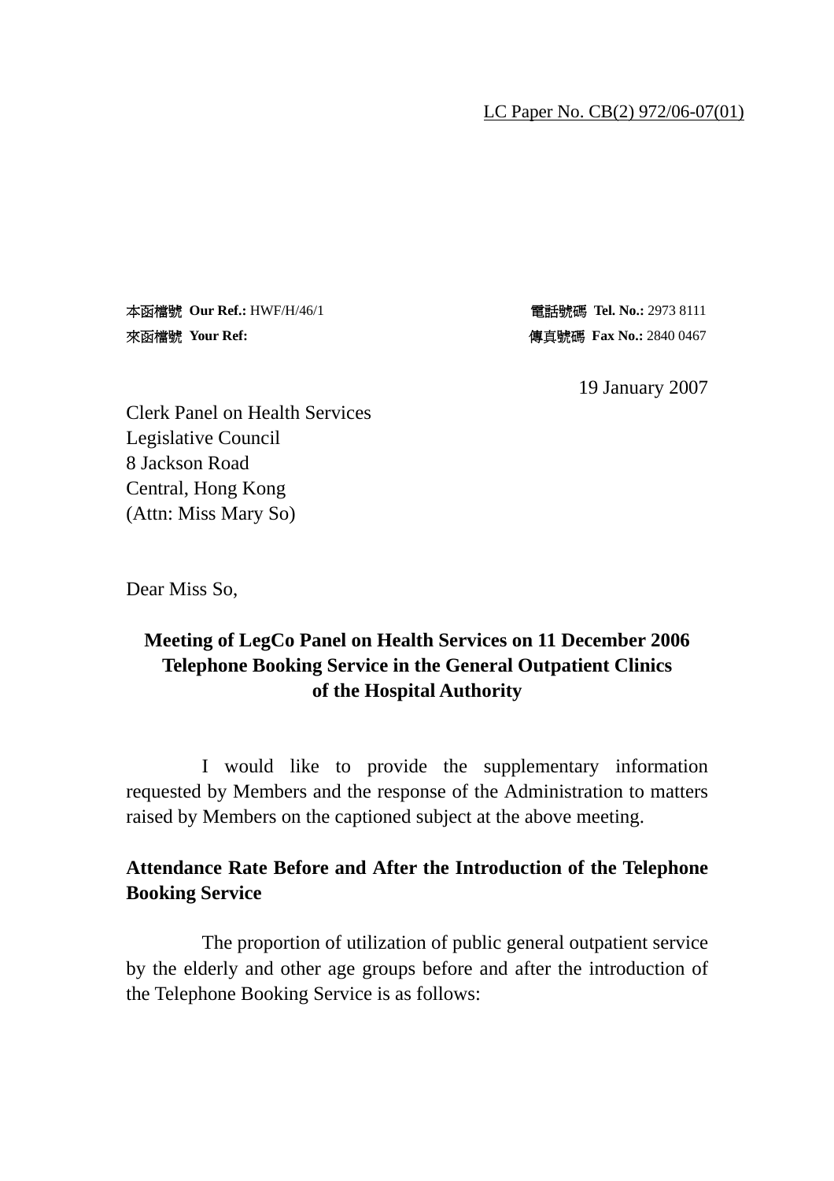LC Paper No. CB(2) 972/06-07(01)

本函檔號 **Our Ref.:** HWF/H/46/1 電話號碼 **Tel. No.:** 2973 8111

來函檔號 **Your Ref:** 傳真號碼 **Fax No.:** 2840 0467

19 January 2007

Clerk Panel on Health Services
Legislative Council
8 Jackson Road
Central, Hong Kong
(Attn: Miss Mary So)

Dear Miss So,

**Meeting of LegCo Panel on Health Services on 11 December 2006**
**Telephone Booking Service in the General Outpatient Clinics of the Hospital Authority**

I would like to provide the supplementary information requested by Members and the response of the Administration to matters raised by Members on the captioned subject at the above meeting.

**Attendance Rate Before and After the Introduction of the Telephone Booking Service**

The proportion of utilization of public general outpatient service by the elderly and other age groups before and after the introduction of the Telephone Booking Service is as follows: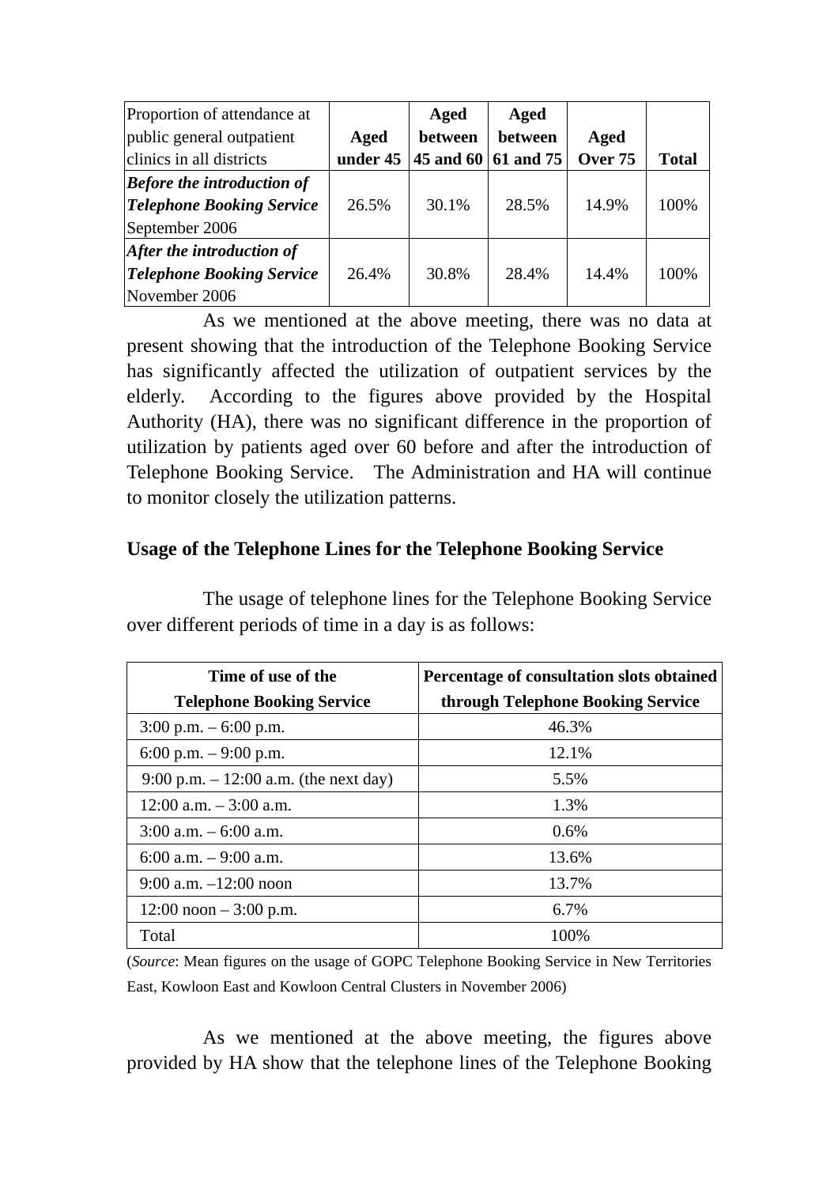| Proportion of attendance at public general outpatient clinics in all districts | **Aged under 45** | **Aged between 45 and 60** | **Aged between 61 and 75** | **Aged Over 75** | **Total** |
|---|---|---|---|---|---|
| ***Before the introduction of Telephone Booking Service*** September 2006 | 26.5% | 30.1% | 28.5% | 14.9% | 100% |
| ***After the introduction of Telephone Booking Service*** November 2006 | 26.4% | 30.8% | 28.4% | 14.4% | 100% |

As we mentioned at the above meeting, there was no data at present showing that the introduction of the Telephone Booking Service has significantly affected the utilization of outpatient services by the elderly. According to the figures above provided by the Hospital Authority (HA), there was no significant difference in the proportion of utilization by patients aged over 60 before and after the introduction of Telephone Booking Service. The Administration and HA will continue to monitor closely the utilization patterns.

**Usage of the Telephone Lines for the Telephone Booking Service**

The usage of telephone lines for the Telephone Booking Service over different periods of time in a day is as follows:

| Time of use of the Telephone Booking Service | Percentage of consultation slots obtained through Telephone Booking Service |
|---|---|
| 3:00 p.m. – 6:00 p.m. | 46.3% |
| 6:00 p.m. – 9:00 p.m. | 12.1% |
| 9:00 p.m. – 12:00 a.m. (the next day) | 5.5% |
| 12:00 a.m. – 3:00 a.m. | 1.3% |
| 3:00 a.m. – 6:00 a.m. | 0.6% |
| 6:00 a.m. – 9:00 a.m. | 13.6% |
| 9:00 a.m. –12:00 noon | 13.7% |
| 12:00 noon – 3:00 p.m. | 6.7% |
| Total | 100% |

(*Source*: Mean figures on the usage of GOPC Telephone Booking Service in New Territories East, Kowloon East and Kowloon Central Clusters in November 2006)

As we mentioned at the above meeting, the figures above provided by HA show that the telephone lines of the Telephone Booking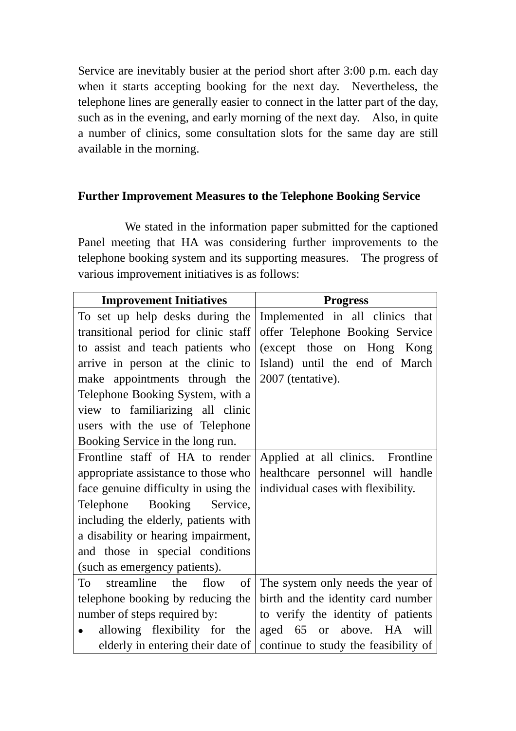Service are inevitably busier at the period short after 3:00 p.m. each day when it starts accepting booking for the next day. Nevertheless, the telephone lines are generally easier to connect in the latter part of the day, such as in the evening, and early morning of the next day. Also, in quite a number of clinics, some consultation slots for the same day are still available in the morning.

**Further Improvement Measures to the Telephone Booking Service**

We stated in the information paper submitted for the captioned Panel meeting that HA was considering further improvements to the telephone booking system and its supporting measures. The progress of various improvement initiatives is as follows:

| Improvement Initiatives | Progress |
|---|---|
| To set up help desks during the transitional period for clinic staff to assist and teach patients who arrive in person at the clinic to make appointments through the Telephone Booking System, with a view to familiarizing all clinic users with the use of Telephone Booking Service in the long run. | Implemented in all clinics that offer Telephone Booking Service (except those on Hong Kong Island) until the end of March 2007 (tentative). |
| Frontline staff of HA to render appropriate assistance to those who face genuine difficulty in using the Telephone Booking Service, including the elderly, patients with a disability or hearing impairment, and those in special conditions (such as emergency patients). | Applied at all clinics. Frontline healthcare personnel will handle individual cases with flexibility. |
| To streamline the flow of telephone booking by reducing the number of steps required by:<br>• allowing flexibility for the elderly in entering their date of | The system only needs the year of birth and the identity card number to verify the identity of patients aged 65 or above. HA will continue to study the feasibility of |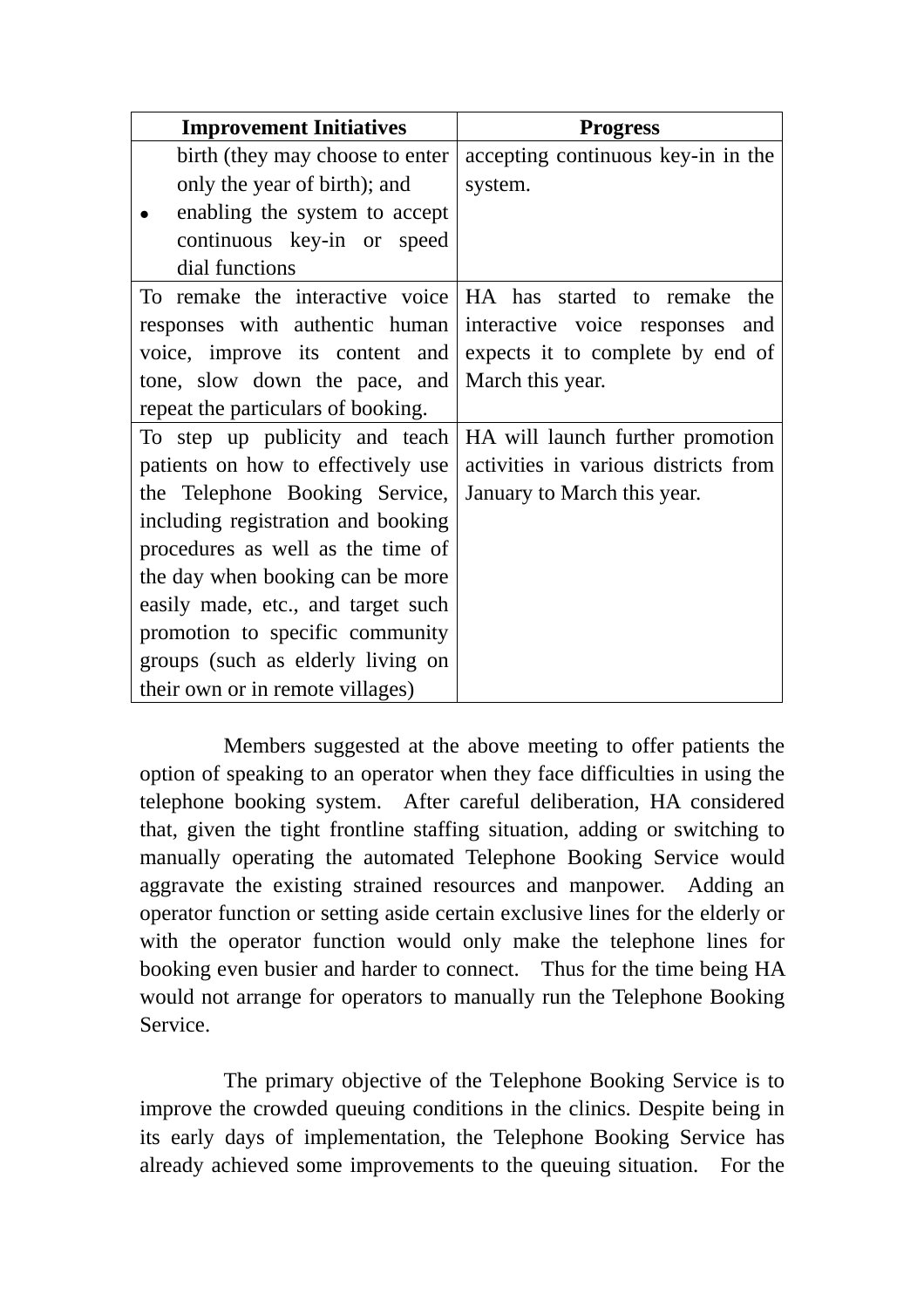| Improvement Initiatives | Progress |
|---|---|
| birth (they may choose to enter only the year of birth); and<br>• enabling the system to accept continuous key-in or speed dial functions | accepting continuous key-in in the system. |
| To remake the interactive voice responses with authentic human voice, improve its content and tone, slow down the pace, and repeat the particulars of booking. | HA has started to remake the interactive voice responses and expects it to complete by end of March this year. |
| To step up publicity and teach patients on how to effectively use the Telephone Booking Service, including registration and booking procedures as well as the time of the day when booking can be more easily made, etc., and target such promotion to specific community groups (such as elderly living on their own or in remote villages) | HA will launch further promotion activities in various districts from January to March this year. |

Members suggested at the above meeting to offer patients the option of speaking to an operator when they face difficulties in using the telephone booking system. After careful deliberation, HA considered that, given the tight frontline staffing situation, adding or switching to manually operating the automated Telephone Booking Service would aggravate the existing strained resources and manpower. Adding an operator function or setting aside certain exclusive lines for the elderly or with the operator function would only make the telephone lines for booking even busier and harder to connect. Thus for the time being HA would not arrange for operators to manually run the Telephone Booking Service.

The primary objective of the Telephone Booking Service is to improve the crowded queuing conditions in the clinics. Despite being in its early days of implementation, the Telephone Booking Service has already achieved some improvements to the queuing situation. For the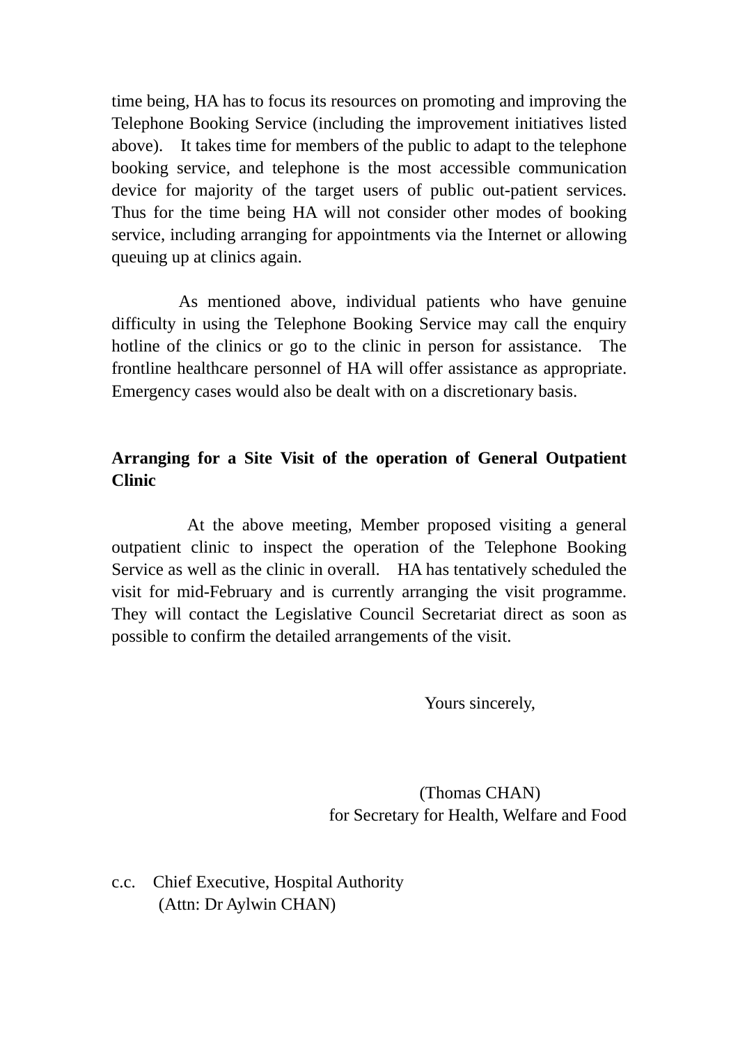time being, HA has to focus its resources on promoting and improving the Telephone Booking Service (including the improvement initiatives listed above). It takes time for members of the public to adapt to the telephone booking service, and telephone is the most accessible communication device for majority of the target users of public out-patient services. Thus for the time being HA will not consider other modes of booking service, including arranging for appointments via the Internet or allowing queuing up at clinics again.

As mentioned above, individual patients who have genuine difficulty in using the Telephone Booking Service may call the enquiry hotline of the clinics or go to the clinic in person for assistance. The frontline healthcare personnel of HA will offer assistance as appropriate. Emergency cases would also be dealt with on a discretionary basis.

**Arranging for a Site Visit of the operation of General Outpatient Clinic**

At the above meeting, Member proposed visiting a general outpatient clinic to inspect the operation of the Telephone Booking Service as well as the clinic in overall. HA has tentatively scheduled the visit for mid-February and is currently arranging the visit programme. They will contact the Legislative Council Secretariat direct as soon as possible to confirm the detailed arrangements of the visit.

Yours sincerely,

(Thomas CHAN)
for Secretary for Health, Welfare and Food

c.c. Chief Executive, Hospital Authority
(Attn: Dr Aylwin CHAN)